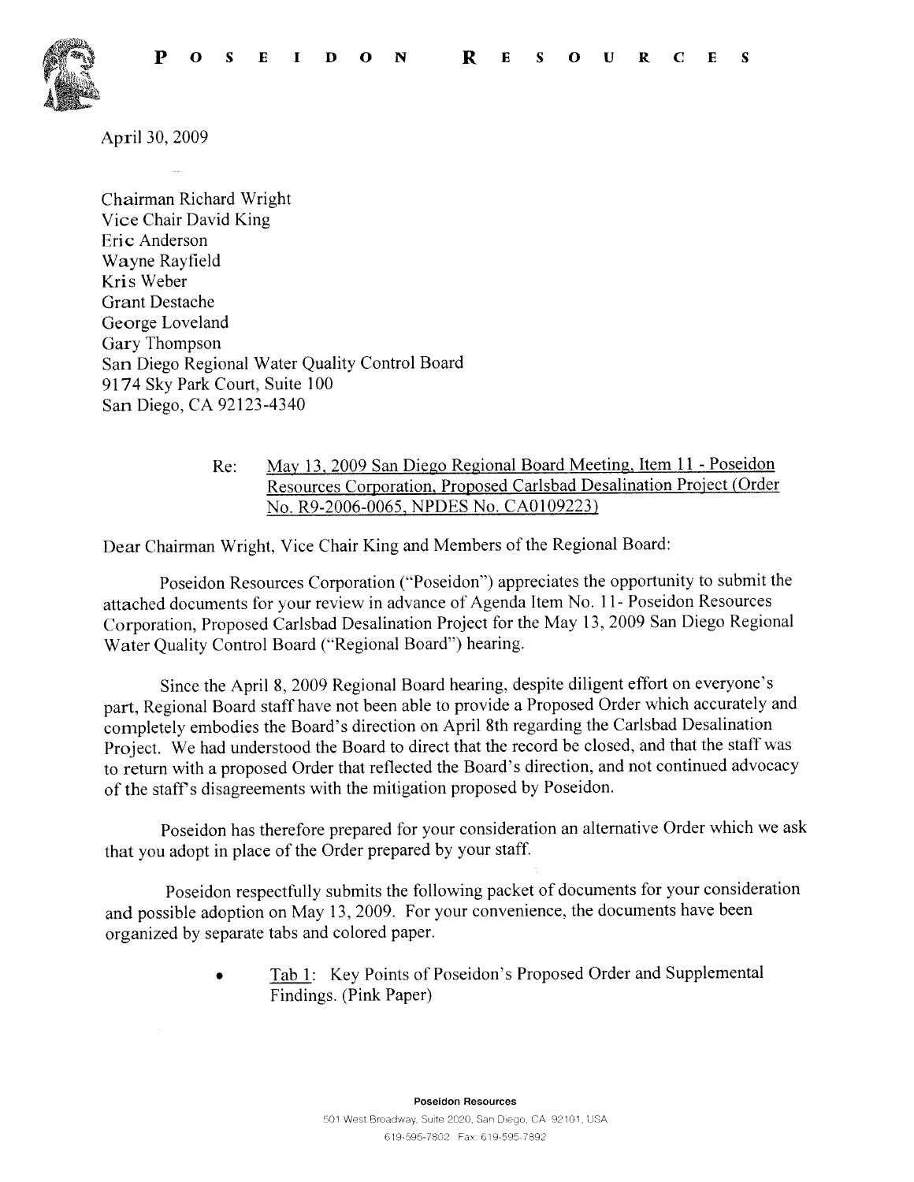**P O S E I D O N   R E S O U R C E S**

April 30, 2009

Chairman Richard Wright
Vice Chair David King
Eric Anderson
Wayne Rayfield
Kris Weber
Grant Destache
George Loveland
Gary Thompson
San Diego Regional Water Quality Control Board
9174 Sky Park Court, Suite 100
San Diego, CA 92123-4340

Re: May 13, 2009 San Diego Regional Board Meeting, Item 11 - Poseidon Resources Corporation, Proposed Carlsbad Desalination Project (Order No. R9-2006-0065, NPDES No. CA0109223)

Dear Chairman Wright, Vice Chair King and Members of the Regional Board:

Poseidon Resources Corporation ("Poseidon") appreciates the opportunity to submit the attached documents for your review in advance of Agenda Item No. 11- Poseidon Resources Corporation, Proposed Carlsbad Desalination Project for the May 13, 2009 San Diego Regional Water Quality Control Board ("Regional Board") hearing.

Since the April 8, 2009 Regional Board hearing, despite diligent effort on everyone's part, Regional Board staff have not been able to provide a Proposed Order which accurately and completely embodies the Board's direction on April 8th regarding the Carlsbad Desalination Project. We had understood the Board to direct that the record be closed, and that the staff was to return with a proposed Order that reflected the Board's direction, and not continued advocacy of the staff's disagreements with the mitigation proposed by Poseidon.

Poseidon has therefore prepared for your consideration an alternative Order which we ask that you adopt in place of the Order prepared by your staff.

Poseidon respectfully submits the following packet of documents for your consideration and possible adoption on May 13, 2009. For your convenience, the documents have been organized by separate tabs and colored paper.

- Tab 1: Key Points of Poseidon's Proposed Order and Supplemental Findings. (Pink Paper)

**Poseidon Resources**
501 West Broadway, Suite 2020, San Diego, CA 92101, USA
619-595-7802 Fax: 619-595-7892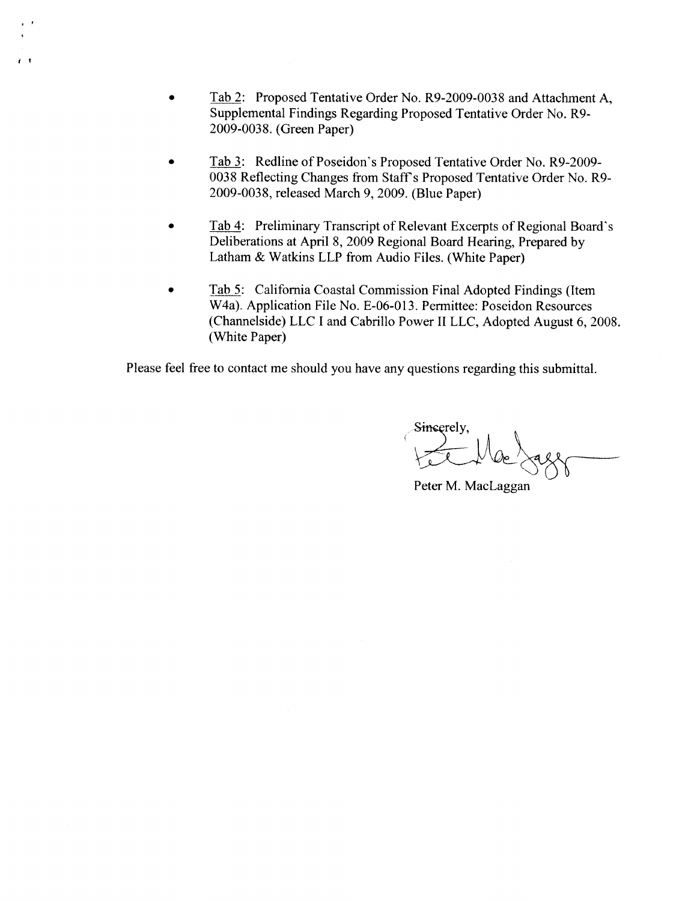- Tab 2: Proposed Tentative Order No. R9-2009-0038 and Attachment A, Supplemental Findings Regarding Proposed Tentative Order No. R9-2009-0038. (Green Paper)

- Tab 3: Redline of Poseidon's Proposed Tentative Order No. R9-2009-0038 Reflecting Changes from Staff's Proposed Tentative Order No. R9-2009-0038, released March 9, 2009. (Blue Paper)

- Tab 4: Preliminary Transcript of Relevant Excerpts of Regional Board's Deliberations at April 8, 2009 Regional Board Hearing, Prepared by Latham & Watkins LLP from Audio Files. (White Paper)

- Tab 5: California Coastal Commission Final Adopted Findings (Item W4a). Application File No. E-06-013. Permittee: Poseidon Resources (Channelside) LLC I and Cabrillo Power II LLC, Adopted August 6, 2008. (White Paper)

Please feel free to contact me should you have any questions regarding this submittal.

Sincerely,

Peter M. MacLaggan